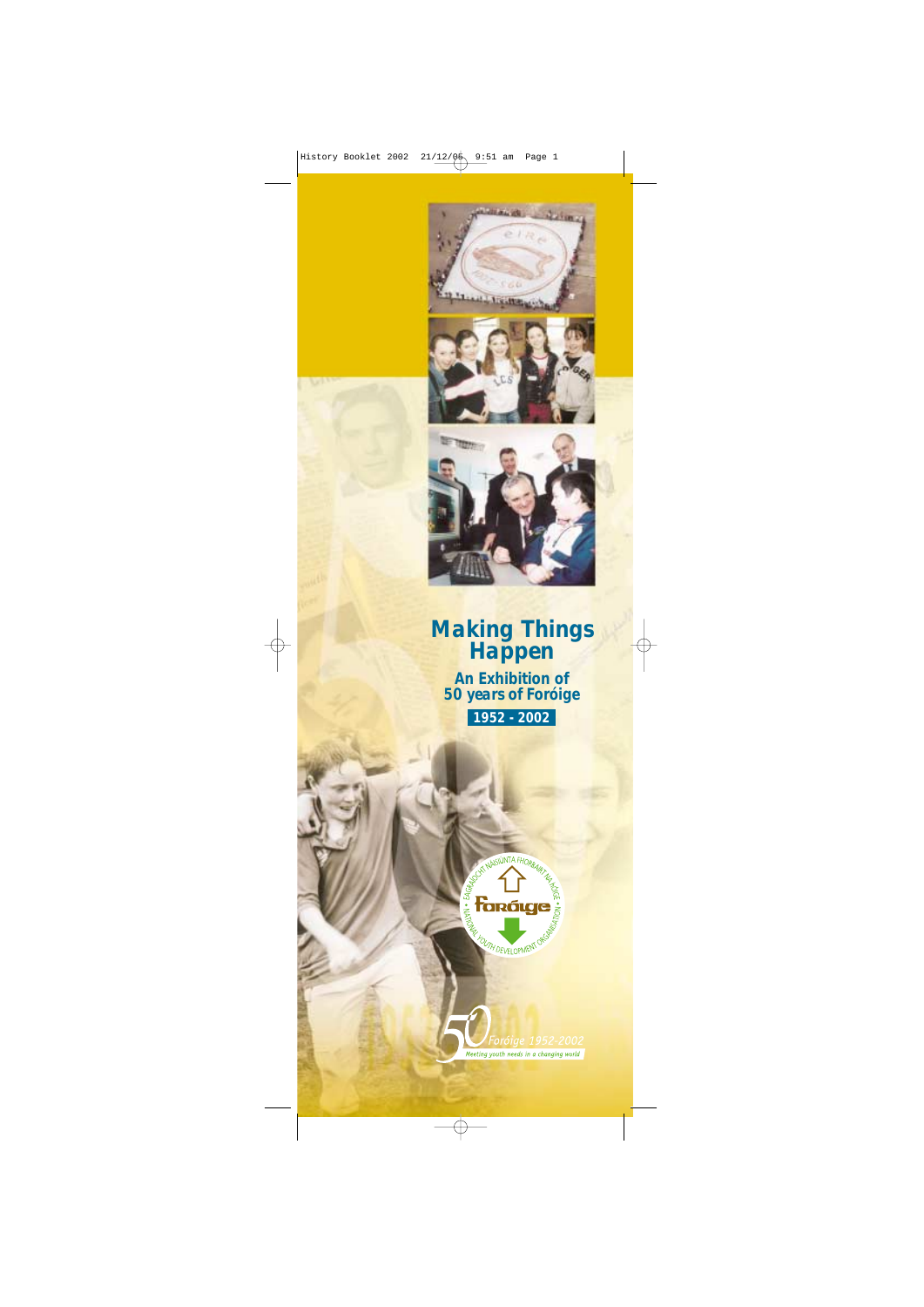# Making Things Happen

## An Exhibition of 50 years of Foróige

**1952 - 2002**

EAGRAÍOCHT NÁISIÚNTA FHORBAIRT NA hÓIGE • Foróige • NATIONAL YOUTH DEVELOPMENT ORGANISATION •

50 Foróige 1952-2002

*Meeting youth needs in a changing world*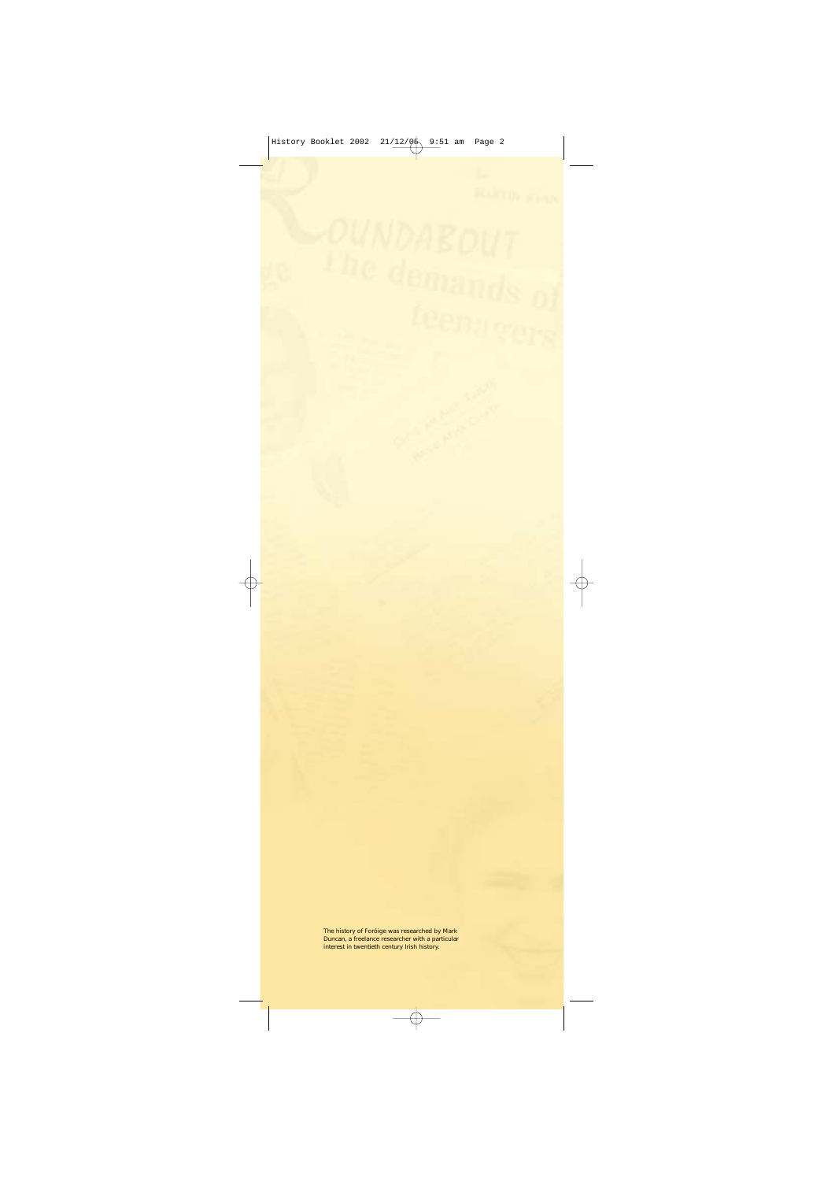The history of Foróige was researched by Mark Duncan, a freelance researcher with a particular interest in twentieth century Irish history.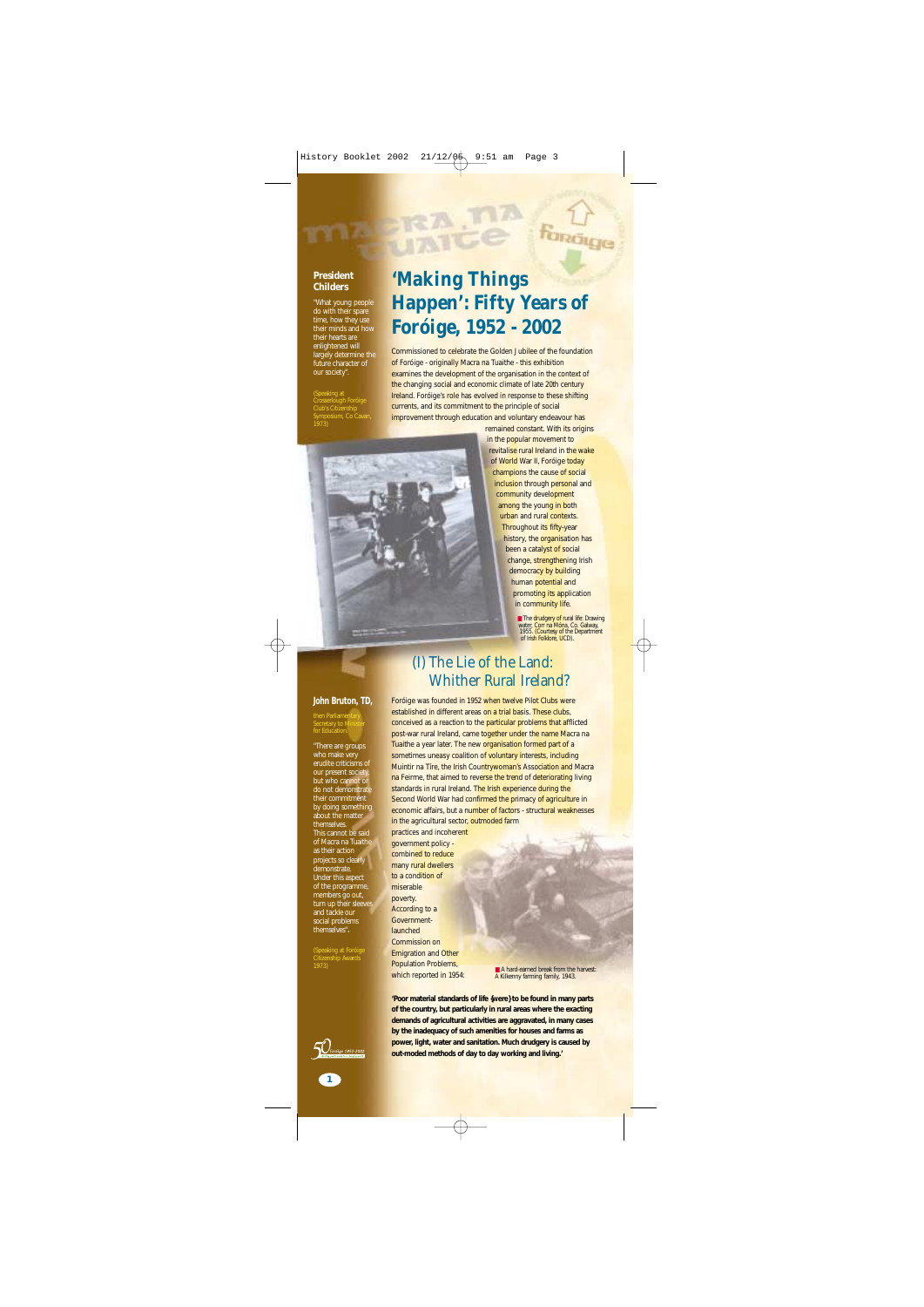# 'Making Things Happen': Fifty Years of Foróige, 1952 - 2002

**President Childers**

"What young people do with their spare time, how they use their minds and how their hearts are enlightened will largely determine the future character of our society".

(Speaking at Crossdrough Foróige Club's Citizenship Symposium, Co Cavan, 1973)

Commissioned to celebrate the Golden Jubilee of the foundation of Foróige - originally Macra na Tuaithe - this exhibition examines the development of the organisation in the context of the changing social and economic climate of late 20th century Ireland. Foróige's role has evolved in response to these shifting currents, and its commitment to the principle of social improvement through education and voluntary endeavour has remained constant. With its origins in the popular movement to revitalise rural Ireland in the wake of World War II, Foróige today champions the cause of social inclusion through personal and community development among the young in both urban and rural contexts. Throughout its fifty-year history, the organisation has been a catalyst of social change, strengthening Irish democracy by building human potential and promoting its application in community life.

The drudgery of rural life: Drawing water, Corr na Móna, Co. Galway, 1955. (Courtesy of the Department of Irish Folklore, UCD).

## (I) The Lie of the Land: Whither Rural Ireland?

**John Bruton, TD,**

then Parliamentary Secretary to Minister for Education.

"There are groups who make very erudite criticisms of our present society, but who cannot or do not demonstrate their commitment by doing something about the matter themselves. This cannot be said of Macra na Tuaithe as their action projects so clearly demonstrate. Under this aspect of the programme, members go out, turn up their sleeves and tackle our social problems themselves".

(Speaking at Foróige Citizenship Awards 1973)

Foróige was founded in 1952 when twelve Pilot Clubs were established in different areas on a trial basis. These clubs, conceived as a reaction to the particular problems that afflicted post-war rural Ireland, came together under the name Macra na Tuaithe a year later. The new organisation formed part of a sometimes uneasy coalition of voluntary interests, including Muintir na Tíre, the Irish Countrywoman's Association and Macra na Feirme, that aimed to reverse the trend of deteriorating living standards in rural Ireland. The Irish experience during the Second World War had confirmed the primacy of agriculture in economic affairs, but a number of factors - structural weaknesses in the agricultural sector, outmoded farm practices and incoherent government policy - combined to reduce many rural dwellers to a condition of miserable poverty. According to a Government-launched Commission on Emigration and Other Population Problems, which reported in 1954:

A hard-earned break from the harvest: A Kilkenny farming family, 1943.

**'Poor material standards of life {were} to be found in many parts of the country, but particularly in rural areas where the exacting demands of agricultural activities are aggravated, in many cases by the inadequacy of such amenities for houses and farms as power, light, water and sanitation. Much drudgery is caused by out-moded methods of day to day working and living.'**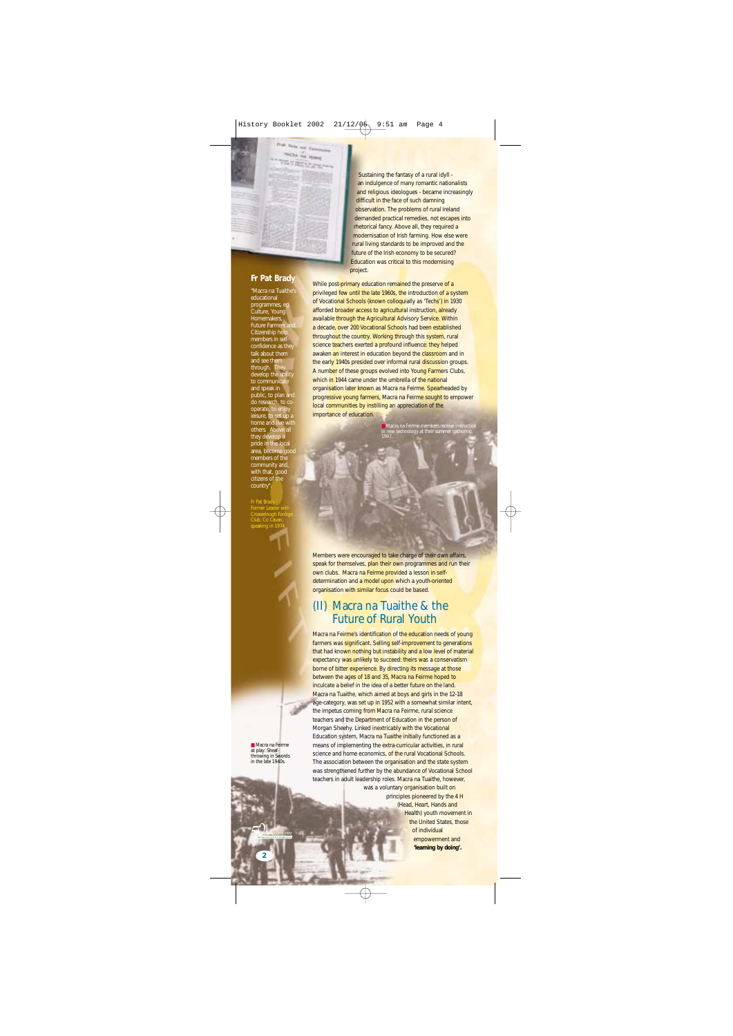Sustaining the fantasy of a rural idyll - an indulgence of many romantic nationalists and religious ideologues - became increasingly difficult in the face of such damning observation. The problems of rural Ireland demanded practical remedies, not escapes into rhetorical fancy. Above all, they required a modernisation of Irish farming. How else were rural living standards to be improved and the future of the Irish economy to be secured? Education was critical to this modernising project.

While post-primary education remained the preserve of a privileged few until the late 1960s, the introduction of a system of Vocational Schools (known colloquially as 'Techs') in 1930 afforded broader access to agricultural instruction, already available through the Agricultural Advisory Service. Within a decade, over 200 Vocational Schools had been established throughout the country. Working through this system, rural science teachers exerted a profound influence: they helped awaken an interest in education beyond the classroom and in the early 1940s presided over informal rural discussion groups. A number of these groups evolved into Young Farmers Clubs, which in 1944 came under the umbrella of the national organisation later known as Macra na Feirme. Spearheaded by progressive young farmers, Macra na Feirme sought to empower local communities by instilling an appreciation of the importance of education.

## Fr Pat Brady

"Macra na Tuaithe's educational programmes, eg. Culture, Young Homemakers, Future Farmers and Citizenship help members in self-confidence as they talk about them and see them through. They develop the ability to communicate and speak in public, to plan and do research, to co-operate, to enjoy leisure, to set up a home and live with others. Above all they develop a pride in the local area, become good members of the community and, with that, good citizens of the country".

Fr Pat Brady - Former Leader with Crosserlough Foroige Club, Co Cavan, speaking in 1974.

Macra na Feirme members receive instruction in new technology at their summer gathering, 1947.

Members were encouraged to take charge of their own affairs, speak for themselves, plan their own programmes and run their own clubs. Macra na Feirme provided a lesson in self-determination and a model upon which a youth-oriented organisation with similar focus could be based.

## (II) Macra na Tuaithe & the Future of Rural Youth

Macra na Feirme's identification of the education needs of young farmers was significant. Selling self-improvement to generations that had known nothing but instability and a low level of material expectancy was unlikely to succeed: theirs was a conservatism borne of bitter experience. By directing its message at those between the ages of 18 and 35, Macra na Feirme hoped to inculcate a belief in the idea of a better future on the land. Macra na Tuaithe, which aimed at boys and girls in the 12-18 age-category, was set up in 1952 with a somewhat similar intent, the impetus coming from Macra na Feirme, rural science teachers and the Department of Education in the person of Morgan Sheehy. Linked inextricably with the Vocational Education system, Macra na Tuaithe initially functioned as a means of implementing the extra-curricular activities, in rural science and home economics, of the rural Vocational Schools. The association between the organisation and the state system was strengthened further by the abundance of Vocational School teachers in adult leadership roles. Macra na Tuaithe, however, was a voluntary organisation built on principles pioneered by the 4 H (Head, Heart, Hands and Health) youth movement in the United States, those of individual empowerment and **'learning by doing'**.

Macra na Feirme at play: Sheaf-throwing in Swords in the late 1940s.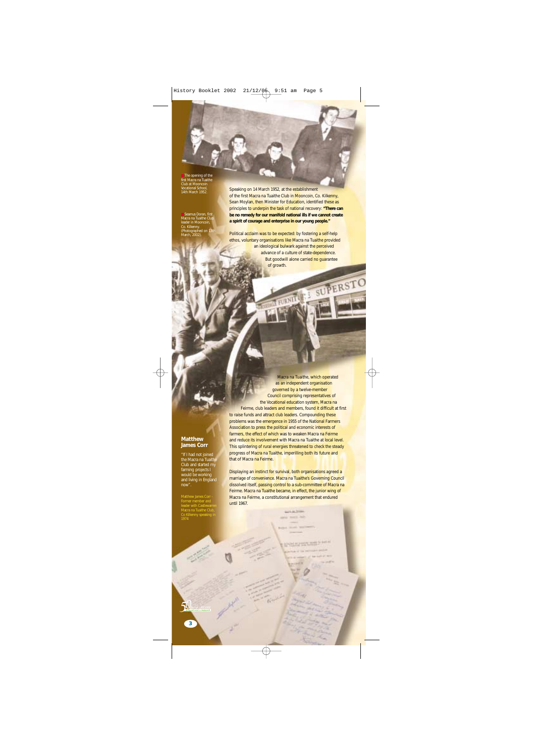The opening of the first Macra na Tuaithe Club at Mooncoin Vocational School, 14th March 1952.

Seamus Doran, first Macra na Tuaithe Club leader in Mooncoin, Co. Kilkenny. (Photographed on 13th March, 2002).

Speaking on 14 March 1952, at the establishment of the first Macra na Tuaithe Club in Mooncoin, Co. Kilkenny, Sean Moylan, then Minister for Education, identified these as principles to underpin the task of national recovery: **"There can be no remedy for our manifold national ills if we cannot create a spirit of courage and enterprise in our young people."**

Political acclaim was to be expected: by fostering a self-help ethos, voluntary organisations like Macra na Tuaithe provided an ideological bulwark against the perceived advance of a culture of state-dependence. But goodwill alone carried no guarantee of growth.

Macra na Tuaithe, which operated as an independent organisation governed by a twelve-member Council comprising representatives of the Vocational education system, Macra na Feirme, club leaders and members, found it difficult at first to raise funds and attract club leaders. Compounding these problems was the emergence in 1955 of the National Farmers Association to press the political and economic interests of farmers, the effect of which was to weaken Macra na Feirme and reduce its involvement with Macra na Tuaithe at local level. This splintering of rural energies threatened to check the steady progress of Macra na Tuaithe, imperilling both its future and that of Macra na Feirme.

Displaying an instinct for survival, both organisations agreed a marriage of convenience. Macra na Tuaithe's Governing Council dissolved itself, passing control to a sub-committee of Macra na Feirme. Macra na Tuaithe became, in effect, the junior wing of Macra na Feirme, a constitutional arrangement that endured until 1967.

## Matthew James Corr

"If I had not joined the Macra na Tuaithe Club and started my farming projects I would be working and living in England now".

Matthew James Corr - Former member and leader with Castlewarren Macra na Tuaithe Club, Co Kilkenny speaking in 1974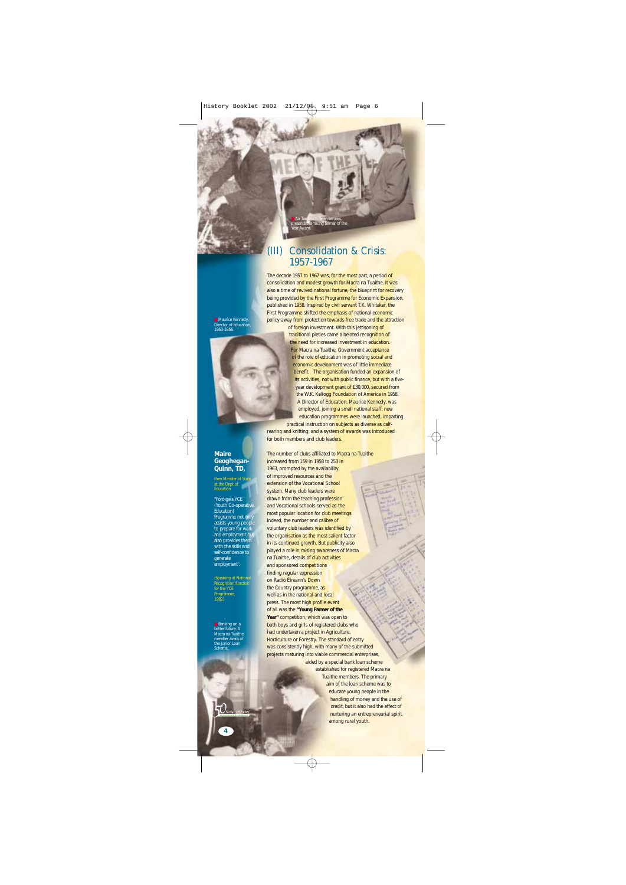An Taoiseach, Sean Lemass, presents the Young Farmer of the Year Award.

## (III) Consolidation & Crisis: 1957-1967

The decade 1957 to 1967 was, for the most part, a period of consolidation and modest growth for Macra na Tuaithe. It was also a time of revived national fortune, the blueprint for recovery being provided by the First Programme for Economic Expansion, published in 1958. Inspired by civil servant T.K. Whitaker, the First Programme shifted the emphasis of national economic policy away from protection towards free trade and the attraction of foreign investment. With this jettisoning of traditional pieties came a belated recognition of the need for increased investment in education. For Macra na Tuaithe, Government acceptance of the role of education in promoting social and economic development was of little immediate benefit. The organisation funded an expansion of its activities, not with public finance, but with a five-year development grant of £30,000, secured from the W.K. Kellogg Foundation of America in 1958. A Director of Education, Maurice Kennedy, was employed, joining a small national staff; new education programmes were launched, imparting practical instruction on subjects as diverse as calf-rearing and knitting; and a system of awards was introduced for both members and club leaders.

Maurice Kennedy, Director of Education, 1963-1966.

The number of clubs affiliated to Macra na Tuaithe increased from 159 in 1958 to 253 in 1963, prompted by the availability of improved resources and the extension of the Vocational School system. Many club leaders were drawn from the teaching profession and Vocational schools served as the most popular location for club meetings. Indeed, the number and calibre of voluntary club leaders was identified by the organisation as the most salient factor in its continued growth. But publicity also played a role in raising awareness of Macra na Tuaithe, details of club activities and sponsored competitions finding regular expression on Radio Eireann's Down the Country programme, as well as in the national and local press. The most high profile event of all was the **"Young Farmer of the Year"** competition, which was open to both boys and girls of registered clubs who had undertaken a project in Agriculture, Horticulture or Forestry. The standard of entry was consistently high, with many of the submitted projects maturing into viable commercial enterprises, aided by a special bank loan scheme established for registered Macra na Tuaithe members. The primary aim of the loan scheme was to educate young people in the handling of money and the use of credit, but it also had the effect of nurturing an entrepreneurial spirit among rural youth.

**Maire Geoghegan-Quinn, TD,**

then Minister of State at the Dept of Education

"Foróige's YCE (Youth Co-operative Education) Programme not only assists young people to prepare for work and employment but also provides them with the skills and self-confidence to generate employment".

(Speaking at National Recognition function for the YCE Programme, 1982)

Banking on a better future: A Macra na Tuaithe member avails of the Junior Loan Scheme.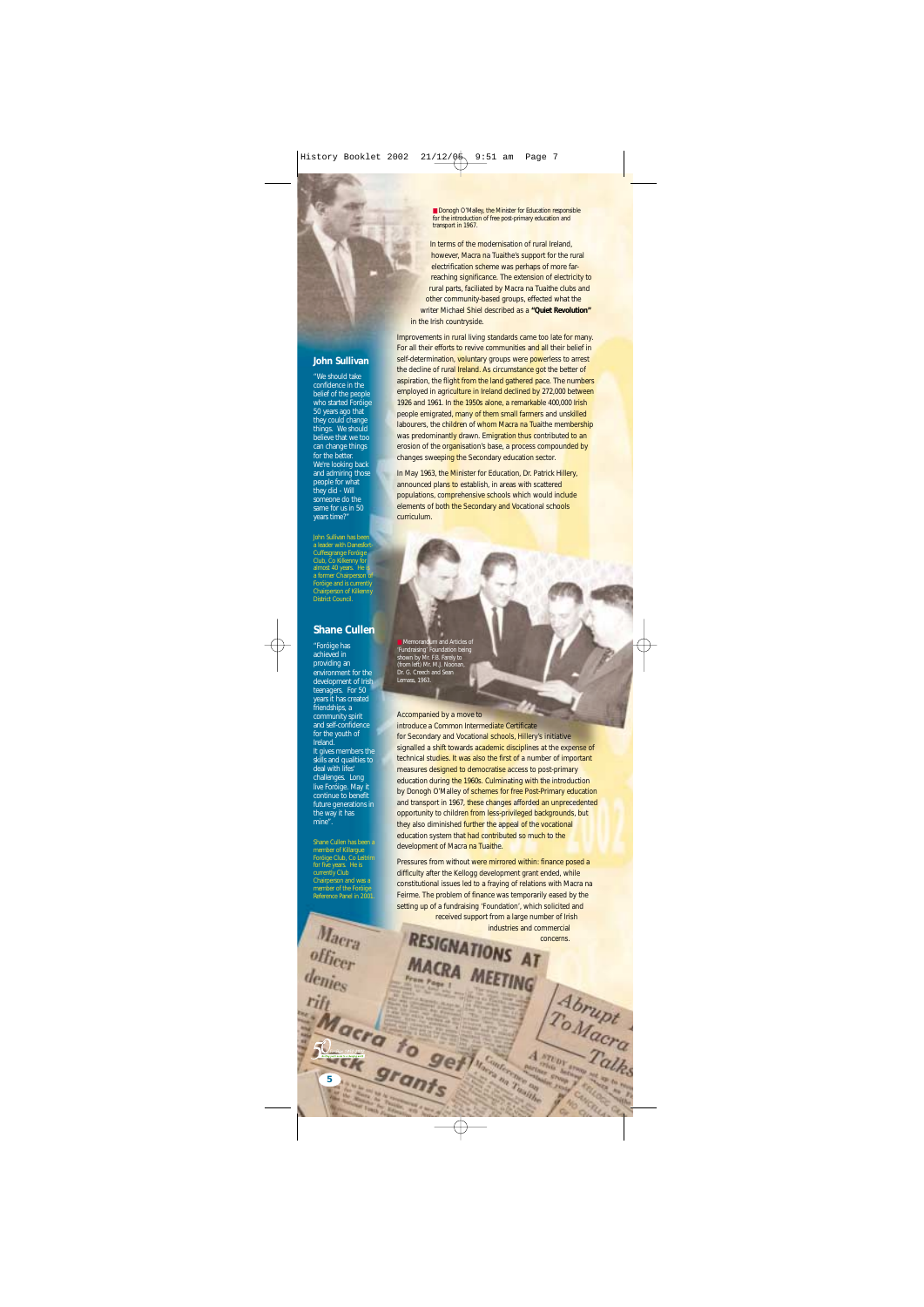Donogh O'Malley, the Minister for Education responsible for the introduction of free post-primary education and transport in 1967.

In terms of the modernisation of rural Ireland, however, Macra na Tuaithe's support for the rural electrification scheme was perhaps of more far-reaching significance. The extension of electricity to rural parts, faciliated by Macra na Tuaithe clubs and other community-based groups, effected what the writer Michael Shiel described as a **"Quiet Revolution"** in the Irish countryside.

Improvements in rural living standards came too late for many. For all their efforts to revive communities and all their belief in self-determination, voluntary groups were powerless to arrest the decline of rural Ireland. As circumstance got the better of aspiration, the flight from the land gathered pace. The numbers employed in agriculture in Ireland declined by 272,000 between 1926 and 1961. In the 1950s alone, a remarkable 400,000 Irish people emigrated, many of them small farmers and unskilled labourers, the children of whom Macra na Tuaithe membership was predominantly drawn. Emigration thus contributed to an erosion of the organisation's base, a process compounded by changes sweeping the Secondary education sector.

In May 1963, the Minister for Education, Dr. Patrick Hillery, announced plans to establish, in areas with scattered populations, comprehensive schools which would include elements of both the Secondary and Vocational schools curriculum.

Memorandum and Articles of 'Fundraising' Foundation being shown by Mr. F.B. Farely to (from left) Mr. M.J. Noonan, Dr. G. Creech and Sean Lemass, 1963.

Accompanied by a move to introduce a Common Intermediate Certificate for Secondary and Vocational schools, Hillery's initiative signalled a shift towards academic disciplines at the expense of technical studies. It was also the first of a number of important measures designed to democratise access to post-primary education during the 1960s. Culminating with the introduction by Donogh O'Malley of schemes for free Post-Primary education and transport in 1967, these changes afforded an unprecedented opportunity to children from less-privileged backgrounds, but they also diminished further the appeal of the vocational education system that had contributed so much to the development of Macra na Tuaithe.

Pressures from without were mirrored within: finance posed a difficulty after the Kellogg development grant ended, while constitutional issues led to a fraying of relations with Macra na Feirme. The problem of finance was temporarily eased by the setting up of a fundraising 'Foundation', which solicited and received support from a large number of Irish industries and commercial concerns.

## John Sullivan

"We should take confidence in the belief of the people who started Foróige 50 years ago that they could change things. We should believe that we too can change things for the better. We're looking back and admiring those people for what they did - Will someone do the same for us in 50 years time?"

John Sullivan has been a leader with Danesfort-Cuffesgrange Foróige Club, Co Kilkenny for almost 40 years. He is a former Chairperson of Foróige and is currently Chairperson of Kilkenny District Council.

## Shane Cullen

"Foróige has achieved in providing an environment for the development of Irish teenagers. For 50 years it has created friendships, a community spirit and self-confidence for the youth of Ireland. It gives members the skills and qualities to deal with lifes' challenges. Long live Foróige. May it continue to benefit future generations in the way it has mine".

Shane Cullen has been a member of Killargue Foróige Club, Co Leitrim for five years. He is currently Club Chairperson and was a member of the Foróige Reference Panel in 2001.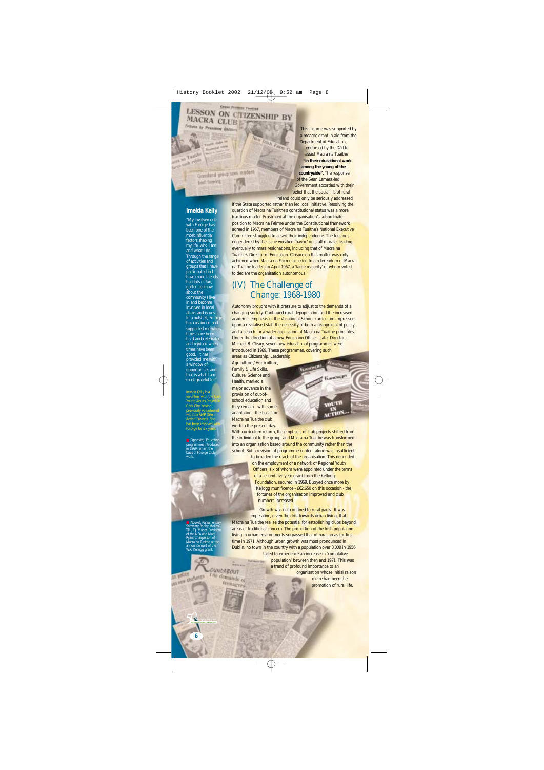This income was supported by a meagre grant-in-aid from the Department of Education, endorsed by the Dáil to assist Macra na Tuaithe **"in their educational work among the young of the countryside".** The response of the Sean Lemass-led Government accorded with their belief that the social ills of rural Ireland could only be seriously addressed if the State supported rather than led local initiative. Resolving the question of Macra na Tuaithe's constitutional status was a more fractious matter. Frustrated at the organisation's subordinate position to Macra na Feirme under the Constitutional framework agreed in 1957, members of Macra na Tuaithe's National Executive Committee struggled to assert their independence. The tensions engendered by the issue wreaked 'havoc' on staff morale, leading eventually to mass resignations, including that of Macra na Tuaithe's Director of Education. Closure on this matter was only achieved when Macra na Feirme acceded to a referendum of Macra na Tuaithe leaders in April 1967, a 'large majority' of whom voted to declare the organisation autonomous.

## (IV) The Challenge of Change: 1968-1980

Autonomy brought with it pressure to adjust to the demands of a changing society. Continued rural depopulation and the increased academic emphasis of the Vocational School curriculum impressed upon a revitalised staff the necessity of both a reappraisal of policy and a search for a wider application of Macra na Tuaithe principles. Under the direction of a new Education Officer - later Director - Michael B. Cleary, seven new educational programmes were introduced in 1969. These programmes, covering such areas as Citizenship, Leadership, Agriculture / Horticulture, Family & Life Skills, Culture, Science and Health, marked a major advance in the provision of out-of-school education and they remain - with some adaptation - the basis for Macra na Tuaithe club work to the present day. With curriculum reform, the emphasis of club projects shifted from the individual to the group, and Macra na Tuaithe was transformed into an organisation based around the community rather than the school. But a revision of programme content alone was insufficient to broaden the reach of the organisation. This depended on the employment of a network of Regional Youth Officers, six of whom were appointed under the terms of a second five year grant from the Kellogg Foundation, secured in 1969. Buoyed once more by Kellogg munificence - £62,650 on this occasion - the fortunes of the organisation improved and club numbers increased.

Growth was not confined to rural parts. It was imperative, given the drift towards urban living, that Macra na Tuaithe realise the potential for establishing clubs beyond areas of traditional concern. The proportion of the Irish population living in urban environments surpassed that of rural areas for first time in 1971. Although urban growth was most pronounced in Dublin, no town in the country with a population over 3,000 in 1956 failed to experience an increase in 'cumulative population' between then and 1971. This was a trend of profound importance to an organisation whose initial raison d'etre had been the promotion of rural life.

### Imelda Kelly

"My involvement with Foróige has been one of the most influential factors shaping my life: who I am and what I do. Through the range of activities and groups that I have participated in I have made friends, had lots of fun, gotten to know about the community I live in and become involved in local affairs and issues. In a nutshell, Foróige has cushioned and supported me when times have been hard and celebrated and rejoiced when times have been good. It has provided me with a window of opportunities and that is what I am most grateful for".

Imelda Kelly is a volunteer with the Glen Young Adults Project in Cork City, having previously volunteered with the GAP (Glen Action Project). She has been involved with Foróige for six years.

(Opposite): Education programmes introduced in 1969 remain the basis of Foróige Club work.

(Above): Parliamentary Secretary Bobby Molloy, T.D., T.J. Maher, President of the NFA and Matt Ryan, Chairperson of Macra na Tuaithe at the announcement of the W.K. Kellogg grant.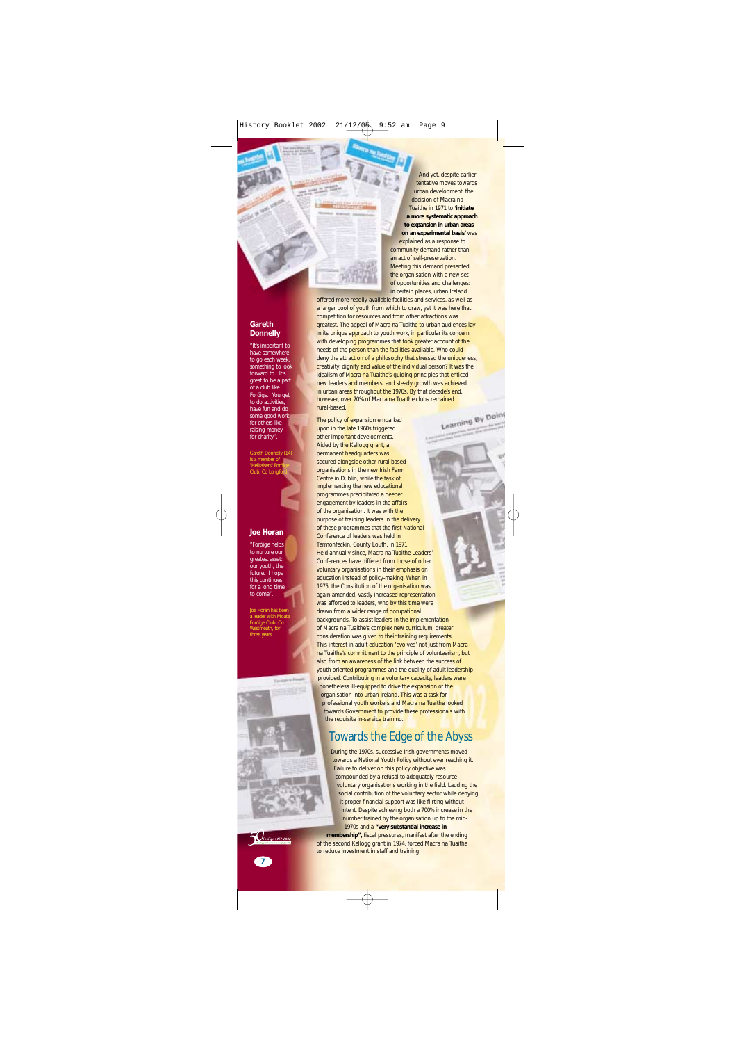And yet, despite earlier tentative moves towards urban development, the decision of Macra na Tuaithe in 1971 to **'initiate a more systematic approach to expansion in urban areas on an experimental basis'** was explained as a response to community demand rather than an act of self-preservation. Meeting this demand presented the organisation with a new set of opportunities and challenges: in certain places, urban Ireland offered more readily available facilities and services, as well as a larger pool of youth from which to draw, yet it was here that competition for resources and from other attractions was greatest. The appeal of Macra na Tuaithe to urban audiences lay in its unique approach to youth work, in particular its concern with developing programmes that took greater account of the needs of the person than the facilities available. Who could deny the attraction of a philosophy that stressed the uniqueness, creativity, dignity and value of the individual person? It was the idealism of Macra na Tuaithe's guiding principles that enticed new leaders and members, and steady growth was achieved in urban areas throughout the 1970s. By that decade's end, however, over 70% of Macra na Tuaithe clubs remained rural-based.

The policy of expansion embarked upon in the late 1960s triggered other important developments. Aided by the Kellogg grant, a permanent headquarters was secured alongside other rural-based organisations in the new Irish Farm Centre in Dublin, while the task of implementing the new educational programmes precipitated a deeper engagement by leaders in the affairs of the organisation. It was with the purpose of training leaders in the delivery of these programmes that the first National Conference of leaders was held in Termonfeckin, County Louth, in 1971. Held annually since, Macra na Tuaithe Leaders' Conferences have differed from those of other voluntary organisations in their emphasis on education instead of policy-making. When in 1975, the Constitution of the organisation was again amended, vastly increased representation was afforded to leaders, who by this time were drawn from a wider range of occupational backgrounds. To assist leaders in the implementation of Macra na Tuaithe's complex new curriculum, greater consideration was given to their training requirements. This interest in adult education 'evolved' not just from Macra na Tuaithe's commitment to the principle of volunteerism, but also from an awareness of the link between the success of youth-oriented programmes and the quality of adult leadership provided. Contributing in a voluntary capacity, leaders were nonetheless ill-equipped to drive the expansion of the organisation into urban Ireland. This was a task for professional youth workers and Macra na Tuaithe looked towards Government to provide these professionals with the requisite in-service training.

## Towards the Edge of the Abyss

During the 1970s, successive Irish governments moved towards a National Youth Policy without ever reaching it. Failure to deliver on this policy objective was compounded by a refusal to adequately resource voluntary organisations working in the field. Lauding the social contribution of the voluntary sector while denying it proper financial support was like flirting without intent. Despite achieving both a 700% increase in the number trained by the organisation up to the mid-1970s and a **"very substantial increase in membership"**, fiscal pressures, manifest after the ending of the second Kellogg grant in 1974, forced Macra na Tuaithe to reduce investment in staff and training.

**Gareth Donnelly**

"It's important to have somewhere to go each week, something to look forward to. It's great to be a part of a club like Foróige. You get to do activities, have fun and do some good work for others like raising money for charity".

Gareth Donnelly (14) is a member of "Hellraisers" Foróige Club, Co Longford.

**Joe Horan**

"Foróige helps to nurture our greatest asset: our youth, the future. I hope this continues for a long time to come".

Joe Horan has been a leader with Moate Foróige Club, Co. Westmeath, for three years.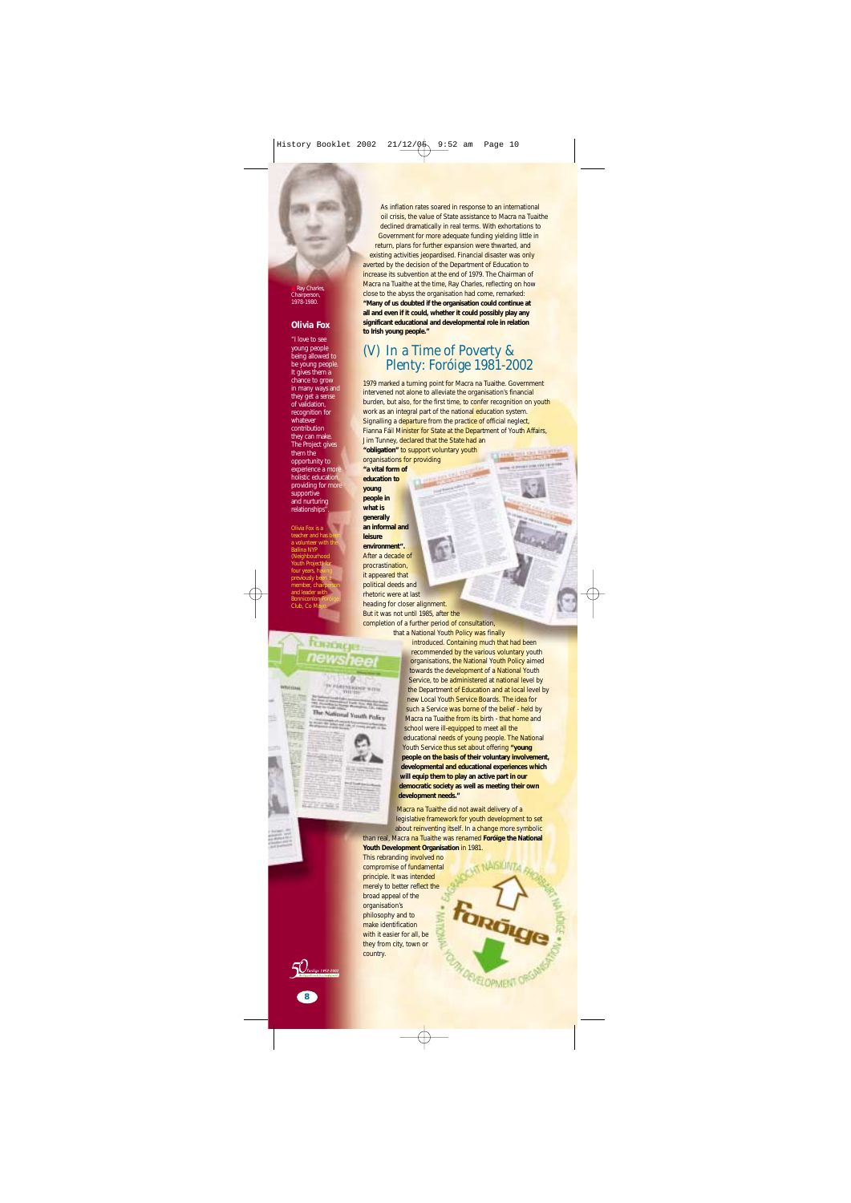Ray Charles, Chairperson, 1978-1980.

### Olivia Fox

"I love to see young people being allowed to be young people. It gives them a chance to grow in many ways and they get a sense of validation, recognition for whatever contribution they can make. The Project gives them the opportunity to experience a more holistic education, providing for more supportive and nurturing relationships".

Olivia Fox is a teacher and has been a volunteer with the Ballina NYP (Neighbourhood Youth Project) for four years, having previously been a member, champion and leader with Bonniconlon Foróige Club, Co Mayo.

As inflation rates soared in response to an international oil crisis, the value of State assistance to Macra na Tuaithe declined dramatically in real terms. With exhortations to Government for more adequate funding yielding little in return, plans for further expansion were thwarted, and existing activities jeopardised. Financial disaster was only averted by the decision of the Department of Education to increase its subvention at the end of 1979. The Chairman of Macra na Tuaithe at the time, Ray Charles, reflecting on how close to the abyss the organisation had come, remarked: **"Many of us doubted if the organisation could continue at all and even if it could, whether it could possibly play any significant educational and developmental role in relation to Irish young people."**

## (V) In a Time of Poverty & Plenty: Foróige 1981-2002

1979 marked a turning point for Macra na Tuaithe. Government intervened not alone to alleviate the organisation's financial burden, but also, for the first time, to confer recognition on youth work as an integral part of the national education system. Signalling a departure from the practice of official neglect, Fianna Fáil Minister for State at the Department of Youth Affairs, Jim Tunney, declared that the State had an **"obligation"** to support voluntary youth organisations for providing **"a vital form of education to young people in what is generally an informal and leisure environment"**. After a decade of procrastination, it appeared that political deeds and rhetoric were at last heading for closer alignment. But it was not until 1985, after the completion of a further period of consultation, that a National Youth Policy was finally introduced. Containing much that had been recommended by the various voluntary youth organisations, the National Youth Policy aimed towards the development of a National Youth Service, to be administered at national level by the Department of Education and at local level by new Local Youth Service Boards. The idea for such a Service was borne of the belief - held by Macra na Tuaithe from its birth - that home and school were ill-equipped to meet all the educational needs of young people. The National Youth Service thus set about offering **"young people on the basis of their voluntary involvement, developmental and educational experiences which will equip them to play an active part in our democratic society as well as meeting their own development needs."**

Macra na Tuaithe did not await delivery of a legislative framework for youth development to set about reinventing itself. In a change more symbolic than real, Macra na Tuaithe was renamed **Foróige the National Youth Development Organisation** in 1981. This rebranding involved no compromise of fundamental principle. It was intended merely to better reflect the broad appeal of the organisation's philosophy and to make identification with it easier for all, be they from city, town or country.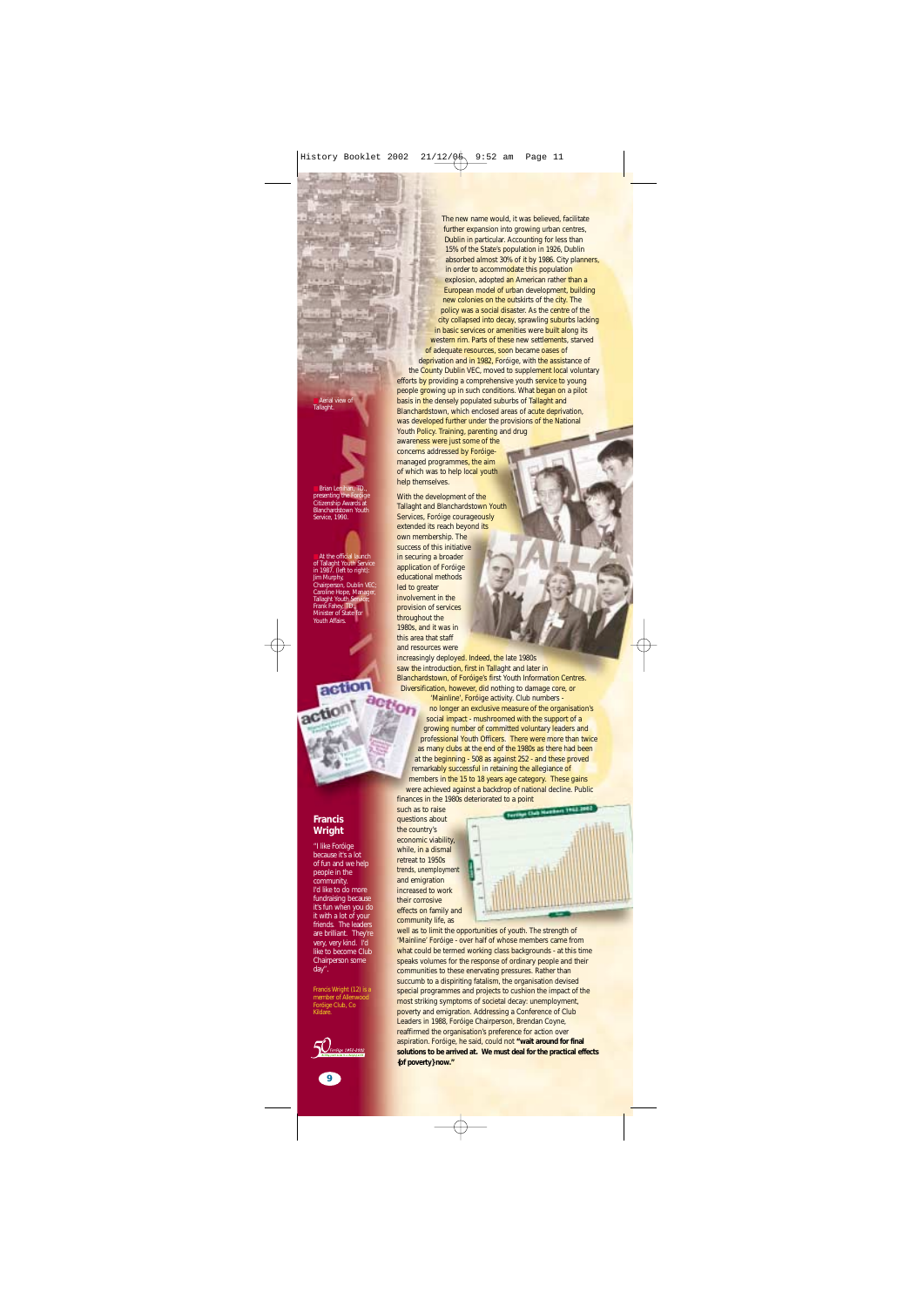The new name would, it was believed, facilitate further expansion into growing urban centres, Dublin in particular. Accounting for less than 15% of the State's population in 1926, Dublin absorbed almost 30% of it by 1986. City planners, in order to accommodate this population explosion, adopted an American rather than a European model of urban development, building new colonies on the outskirts of the city. The policy was a social disaster. As the centre of the city collapsed into decay, sprawling suburbs lacking in basic services or amenities were built along its western rim. Parts of these new settlements, starved of adequate resources, soon became oases of deprivation and in 1982, Foróige, with the assistance of the County Dublin VEC, moved to supplement local voluntary efforts by providing a comprehensive youth service to young people growing up in such conditions. What began on a pilot basis in the densely populated suburbs of Tallaght and Blanchardstown, which enclosed areas of acute deprivation, was developed further under the provisions of the National Youth Policy. Training, parenting and drug awareness were just some of the concerns addressed by Foróige-managed programmes, the aim of which was to help local youth help themselves.

With the development of the Tallaght and Blanchardstown Youth Services, Foróige courageously extended its reach beyond its own membership. The success of this initiative in securing a broader application of Foróige educational methods led to greater involvement in the provision of services throughout the 1980s, and it was in this area that staff and resources were increasingly deployed. Indeed, the late 1980s saw the introduction, first in Tallaght and later in Blanchardstown, of Foróige's first Youth Information Centres. Diversification, however, did nothing to damage core, or 'Mainline', Foróige activity. Club numbers - no longer an exclusive measure of the organisation's social impact - mushroomed with the support of a growing number of committed voluntary leaders and professional Youth Officers. There were more than twice as many clubs at the end of the 1980s as there had been at the beginning - 508 as against 252 - and these proved remarkably successful in retaining the allegiance of members in the 15 to 18 years age category. These gains were achieved against a backdrop of national decline. Public finances in the 1980s deteriorated to a point such as to raise questions about the country's economic viability, while, in a dismal retreat to 1950s trends, unemployment and emigration increased to work their corrosive effects on family and community life, as well as to limit the opportunities of youth. The strength of 'Mainline' Foróige - over half of whose members came from what could be termed working class backgrounds - at this time speaks volumes for the response of ordinary people and their communities to these enervating pressures. Rather than succumb to a dispiriting fatalism, the organisation devised special programmes and projects to cushion the impact of the most striking symptoms of societal decay: unemployment, poverty and emigration. Addressing a Conference of Club Leaders in 1988, Foróige Chairperson, Brendan Coyne, reaffirmed the organisation's preference for action over aspiration. Foróige, he said, could not **"wait around for final solutions to be arrived at. We must deal for the practical effects {of poverty} now."**

Aerial view of Tallaght.

Brian Lenihan, TD., presenting the Foróige Citizenship Awards at Blanchardstown Youth Service, 1990.

At the official launch of Tallaght Youth Service in 1987. (left to right): Jim Murphy, Chairperson, Dublin VEC; Caroline Hope, Manager, Tallaght Youth Service; Frank Fahey, TD., Minister of State for Youth Affairs.

Foróige Club Numbers 1952-2002

## Francis Wright

"I like Foróige because it's a lot of fun and we help people in the community. I'd like to do more fundraising because it's fun when you do it with a lot of your friends. The leaders are brilliant. They're very, very kind. I'd like to become Club Chairperson some day".

Francis Wright (12) is a member of Allenwood Foróige Club, Co Kildare.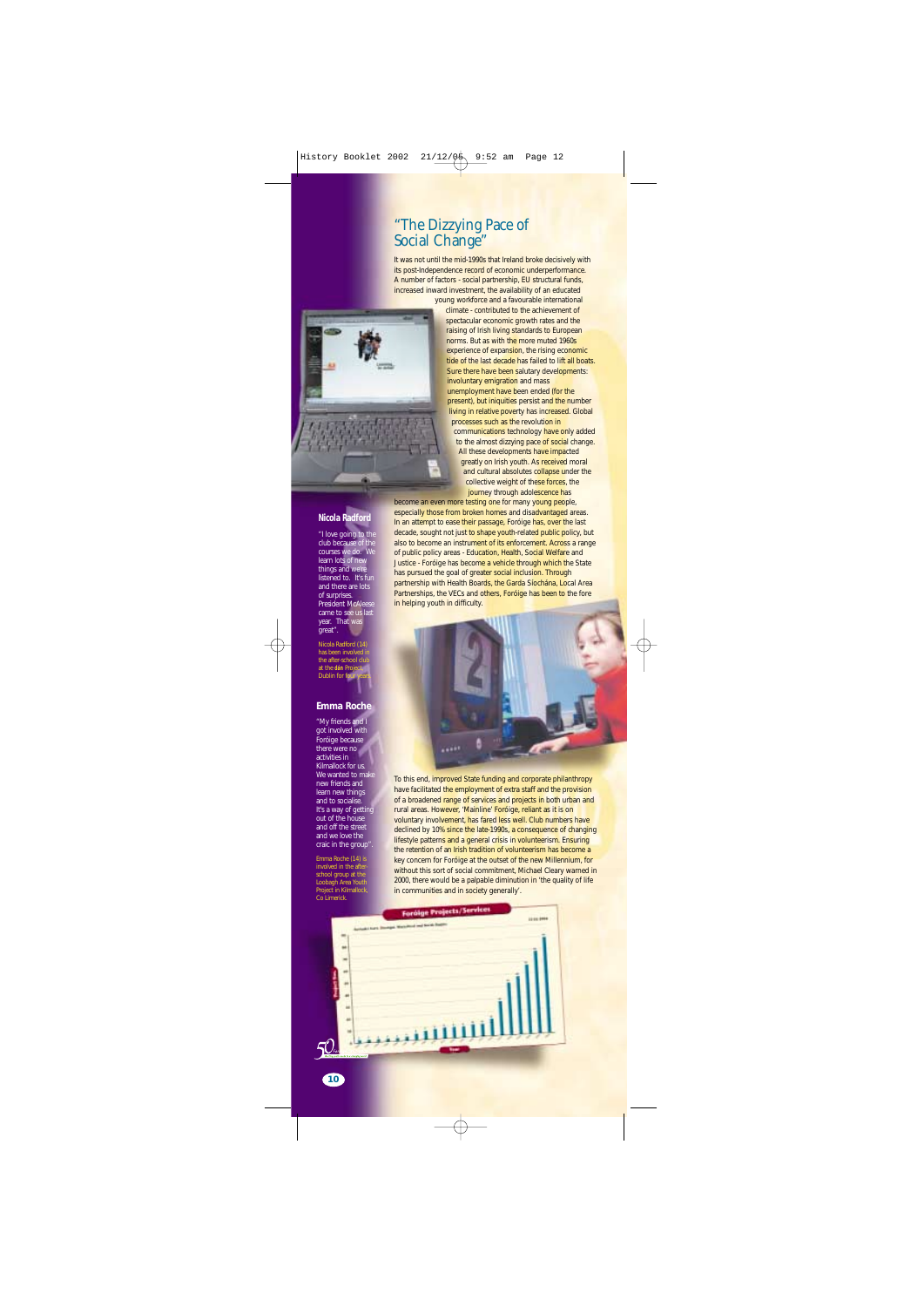# "The Dizzying Pace of Social Change"

It was not until the mid-1990s that Ireland broke decisively with its post-Independence record of economic underperformance. A number of factors - social partnership, EU structural funds, increased inward investment, the availability of an educated young workforce and a favourable international climate - contributed to the achievement of spectacular economic growth rates and the raising of Irish living standards to European norms. But as with the more muted 1960s experience of expansion, the rising economic tide of the last decade has failed to lift all boats. Sure there have been salutary developments: involuntary emigration and mass unemployment have been ended (for the present), but iniquities persist and the number living in relative poverty has increased. Global processes such as the revolution in communications technology have only added to the almost dizzying pace of social change. All these developments have impacted greatly on Irish youth. As received moral and cultural absolutes collapse under the collective weight of these forces, the journey through adolescence has become an even more testing one for many young people, especially those from broken homes and disadvantaged areas. In an attempt to ease their passage, Foróige has, over the last decade, sought not just to shape youth-related public policy, but also to become an instrument of its enforcement. Across a range of public policy areas - Education, Health, Social Welfare and Justice - Foróige has become a vehicle through which the State has pursued the goal of greater social inclusion. Through partnership with Health Boards, the Garda Síochána, Local Area Partnerships, the VECs and others, Foróige has been to the fore in helping youth in difficulty.

To this end, improved State funding and corporate philanthropy have facilitated the employment of extra staff and the provision of a broadened range of services and projects in both urban and rural areas. However, 'Mainline' Foróige, reliant as it is on voluntary involvement, has fared less well. Club numbers have declined by 10% since the late-1990s, a consequence of changing lifestyle patterns and a general crisis in volunteerism. Ensuring the retention of an Irish tradition of volunteerism has become a key concern for Foróige at the outset of the new Millennium, for without this sort of social commitment, Michael Cleary warned in 2000, there would be a palpable diminution in 'the quality of life in communities and in society generally'.

### Nicola Radford

"I love going to the club because of the courses we do. We learn lots of new things and we're listened to. It's fun and there are lots of surprises. President McAleese came to see us last year. That was great".

Nicola Radford (14) has been involved in the after-school club at the dán Project, Dublin for four years.

### Emma Roche

"My friends and I got involved with Foróige because there were no activities in Kilmallock for us. We wanted to make new friends and learn new things and to socialise. It's a way of getting out of the house and off the street and we love the craic in the group".

Emma Roche (14) is involved in the after-school group at the Loobagh Area Youth Project in Kilmallock, Co Limerick.

**Foróige Projects/Services**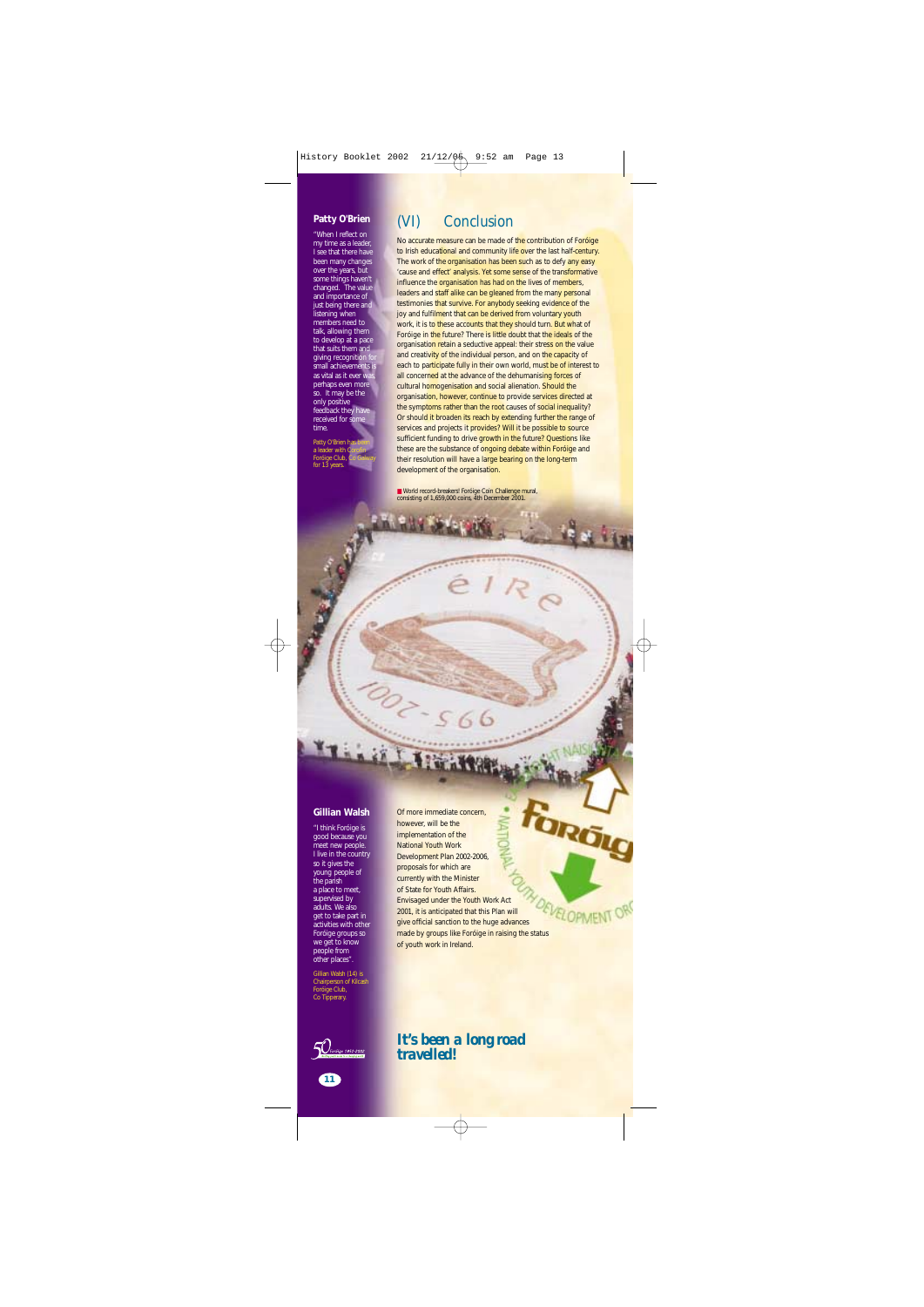## Patty O'Brien

"When I reflect on my time as a leader, I see that there have been many changes over the years, but some things haven't changed. The value and importance of just being there and listening when members need to talk, allowing them to develop at a pace that suits them and giving recognition for small achievements is as vital as it ever was, perhaps even more so. It may be the only positive feedback they have received for some time.

Patty O'Brien has been a leader with Corofin Foróige Club, Co Galway for 13 years.

## (VI) Conclusion

No accurate measure can be made of the contribution of Foróige to Irish educational and community life over the last half-century. The work of the organisation has been such as to defy any easy 'cause and effect' analysis. Yet some sense of the transformative influence the organisation has had on the lives of members, leaders and staff alike can be gleaned from the many personal testimonies that survive. For anybody seeking evidence of the joy and fulfilment that can be derived from voluntary youth work, it is to these accounts that they should turn. But what of Foróige in the future? There is little doubt that the ideals of the organisation retain a seductive appeal: their stress on the value and creativity of the individual person, and on the capacity of each to participate fully in their own world, must be of interest to all concerned at the advance of the dehumanising forces of cultural homogenisation and social alienation. Should the organisation, however, continue to provide services directed at the symptoms rather than the root causes of social inequality? Or should it broaden its reach by extending further the range of services and projects it provides? Will it be possible to source sufficient funding to drive growth in the future? Questions like these are the substance of ongoing debate within Foróige and their resolution will have a large bearing on the long-term development of the organisation.

World record-breakers! Foróige Coin Challenge mural, consisting of 1,659,000 coins, 4th December 2001.

## Gillian Walsh

"I think Foróige is good because you meet new people. I live in the country so it gives the young people of the parish a place to meet, supervised by adults. We also get to take part in activities with other Foróige groups so we get to know people from other places".

Gillian Walsh (14) is Chairperson of Kilcash Foróige Club, Co Tipperary.

Of more immediate concern, however, will be the implementation of the National Youth Work Development Plan 2002-2006, proposals for which are currently with the Minister of State for Youth Affairs. Envisaged under the Youth Work Act 2001, it is anticipated that this Plan will give official sanction to the huge advances made by groups like Foróige in raising the status of youth work in Ireland.

**It's been a long road travelled!**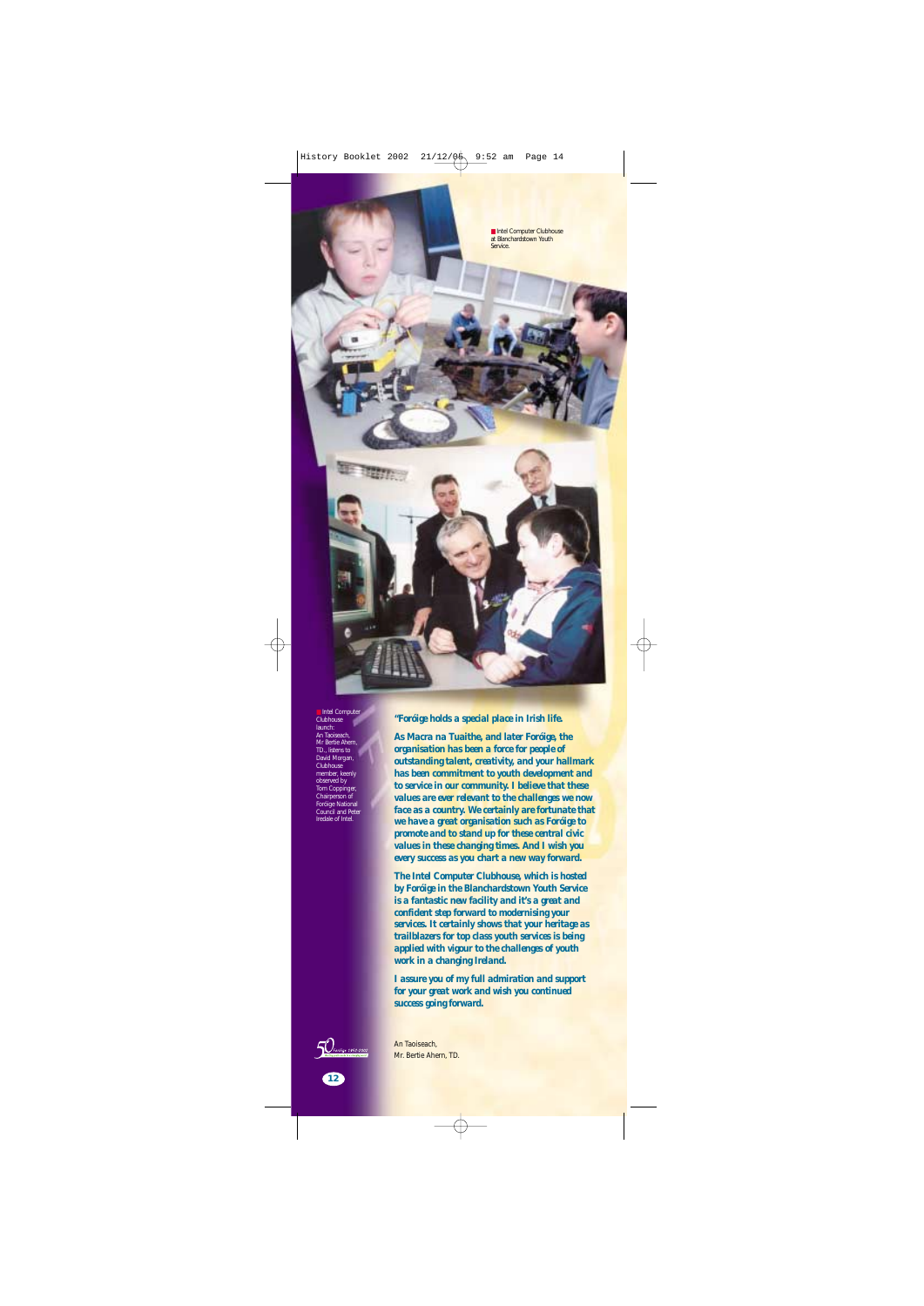Intel Computer Clubhouse at Blanchardstown Youth Service.

Intel Computer Clubhouse launch: An Taoiseach, Mr Bertie Ahern, TD., listens to David Morgan, Clubhouse member, keenly observed by Tom Coppinger, Chairperson of Foróige National Council and Peter Iredale of Intel.

**"Foróige holds a special place in Irish life.**

**As Macra na Tuaithe, and later Foróige, the organisation has been a force for people of outstanding talent, creativity, and your hallmark has been commitment to youth development and to service in our community. I believe that these values are ever relevant to the challenges we now face as a country. We certainly are fortunate that we have a great organisation such as Foróige to promote and to stand up for these central civic values in these changing times. And I wish you every success as you chart a new way forward.**

**The Intel Computer Clubhouse, which is hosted by Foróige in the Blanchardstown Youth Service is a fantastic new facility and it's a great and confident step forward to modernising your services. It certainly shows that your heritage as trailblazers for top class youth services is being applied with vigour to the challenges of youth work in a changing Ireland.**

**I assure you of my full admiration and support for your great work and wish you continued success going forward.**

An Taoiseach,
Mr. Bertie Ahern, TD.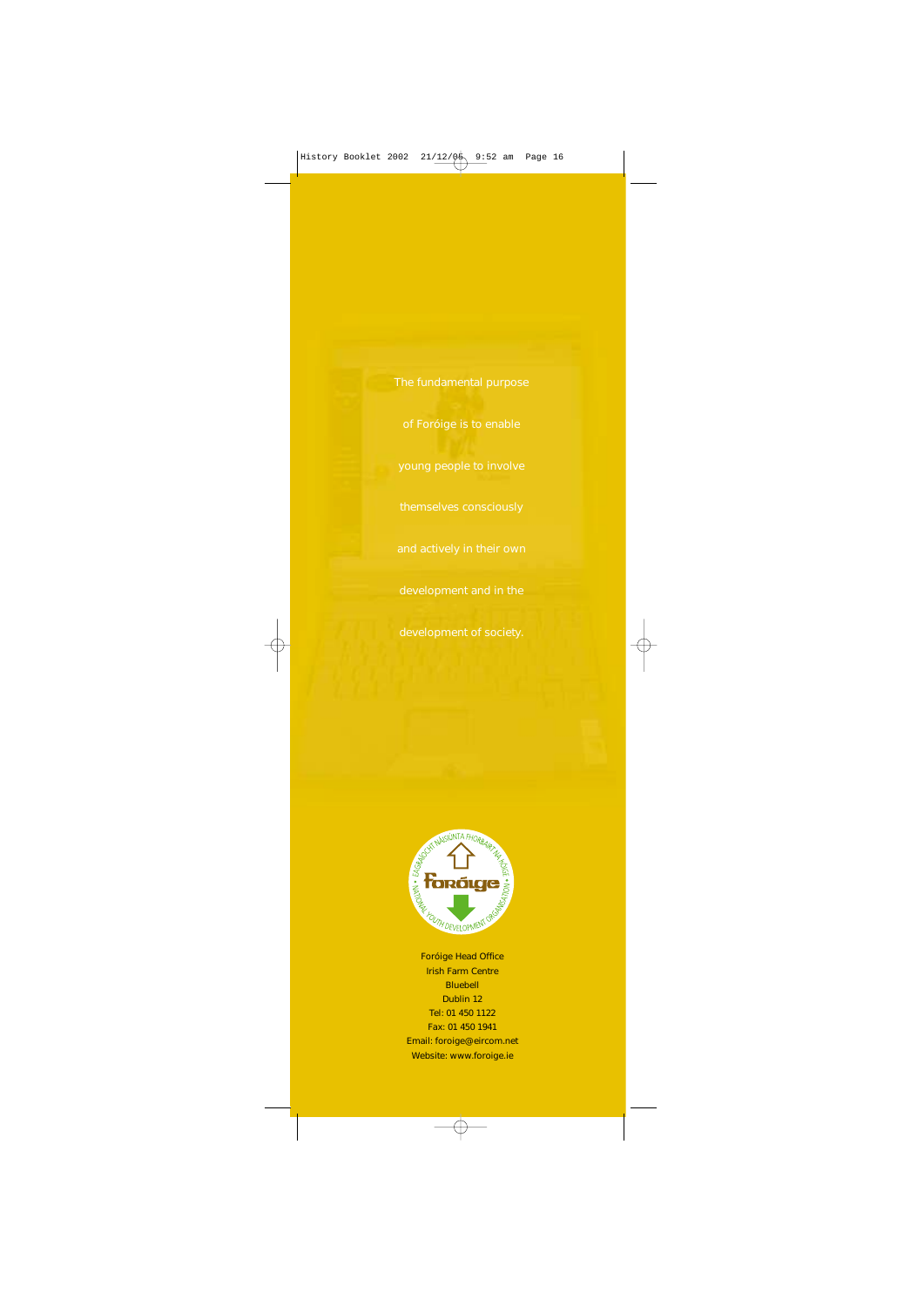The fundamental purpose of Foróige is to enable young people to involve themselves consciously and actively in their own development and in the development of society.

Foróige Head Office
Irish Farm Centre
Bluebell
Dublin 12
Tel: 01 450 1122
Fax: 01 450 1941
Email: foroige@eircom.net
Website: www.foroige.ie